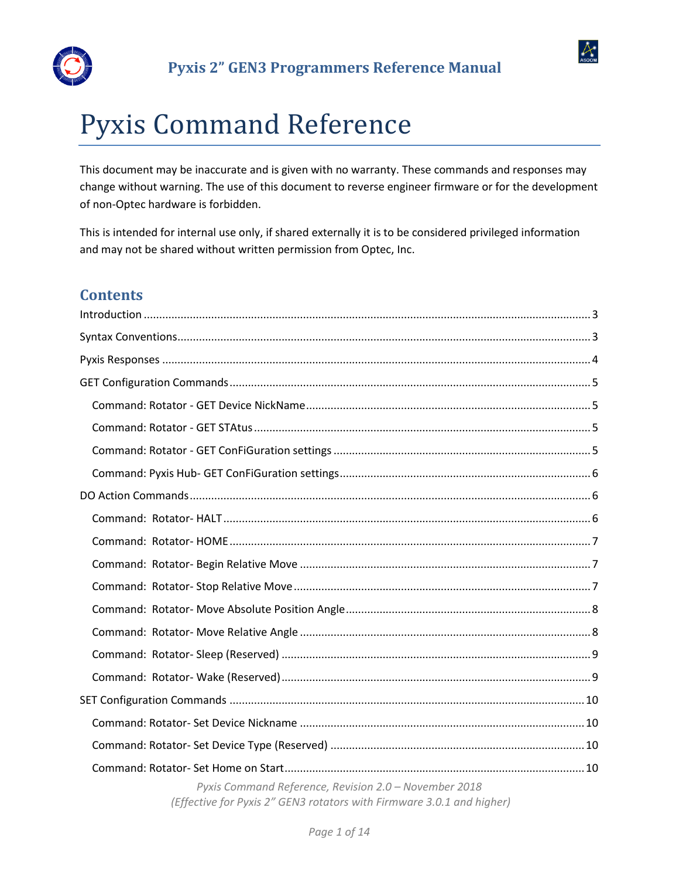# Pyxis Command Reference

This document may be inaccurate and is given with no warranty. These commands and responses may change without warning. The use of this document to reverse engineer firmware or for the development of non-Optec hardware is forbidden.

This is intended for internal use only, if shared externally it is to be considered privileged information and may not be shared without written permission from Optec, Inc.

## Contents

Introduction ..... 3

Syntax Conventions ..... 3

Pyxis Responses ..... 4

GET Configuration Commands ..... 5

- Command: Rotator - GET Device NickName ..... 5
- Command: Rotator - GET STAtus ..... 5
- Command: Rotator - GET ConFiGuration settings ..... 5
- Command: Pyxis Hub- GET ConFiGuration settings ..... 6

DO Action Commands ..... 6

- Command: Rotator- HALT ..... 6
- Command: Rotator- HOME ..... 7
- Command: Rotator- Begin Relative Move ..... 7
- Command: Rotator- Stop Relative Move ..... 7
- Command: Rotator- Move Absolute Position Angle ..... 8
- Command: Rotator- Move Relative Angle ..... 8
- Command: Rotator- Sleep (Reserved) ..... 9
- Command: Rotator- Wake (Reserved) ..... 9

SET Configuration Commands ..... 10

- Command: Rotator- Set Device Nickname ..... 10
- Command: Rotator- Set Device Type (Reserved) ..... 10
- Command: Rotator- Set Home on Start ..... 10

*Pyxis Command Reference, Revision 2.0 – November 2018*
*(Effective for Pyxis 2" GEN3 rotators with Firmware 3.0.1 and higher)*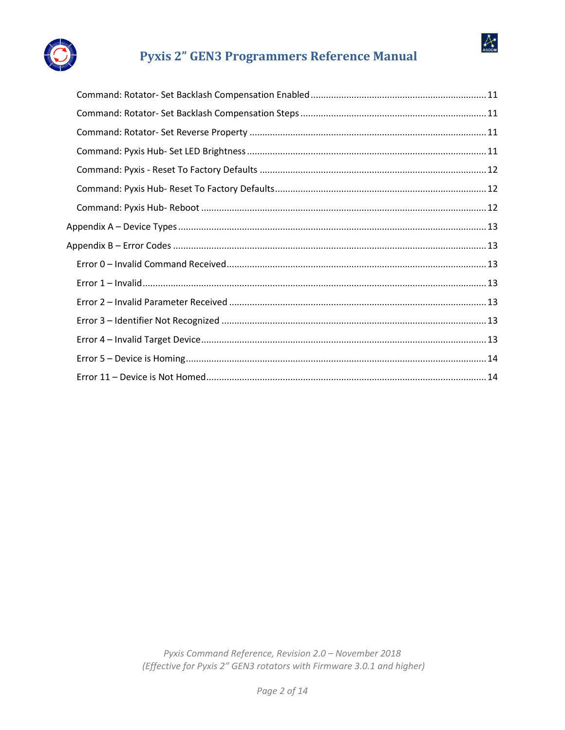Command: Rotator- Set Backlash Compensation Enabled .......... 11

Command: Rotator- Set Backlash Compensation Steps .......... 11

Command: Rotator- Set Reverse Property .......... 11

Command: Pyxis Hub- Set LED Brightness .......... 11

Command: Pyxis - Reset To Factory Defaults .......... 12

Command: Pyxis Hub- Reset To Factory Defaults .......... 12

Command: Pyxis Hub- Reboot .......... 12

Appendix A – Device Types .......... 13

Appendix B – Error Codes .......... 13

Error 0 – Invalid Command Received .......... 13

Error 1 – Invalid .......... 13

Error 2 – Invalid Parameter Received .......... 13

Error 3 – Identifier Not Recognized .......... 13

Error 4 – Invalid Target Device .......... 13

Error 5 – Device is Homing .......... 14

Error 11 – Device is Not Homed .......... 14

*Pyxis Command Reference, Revision 2.0 – November 2018*
*(Effective for Pyxis 2" GEN3 rotators with Firmware 3.0.1 and higher)*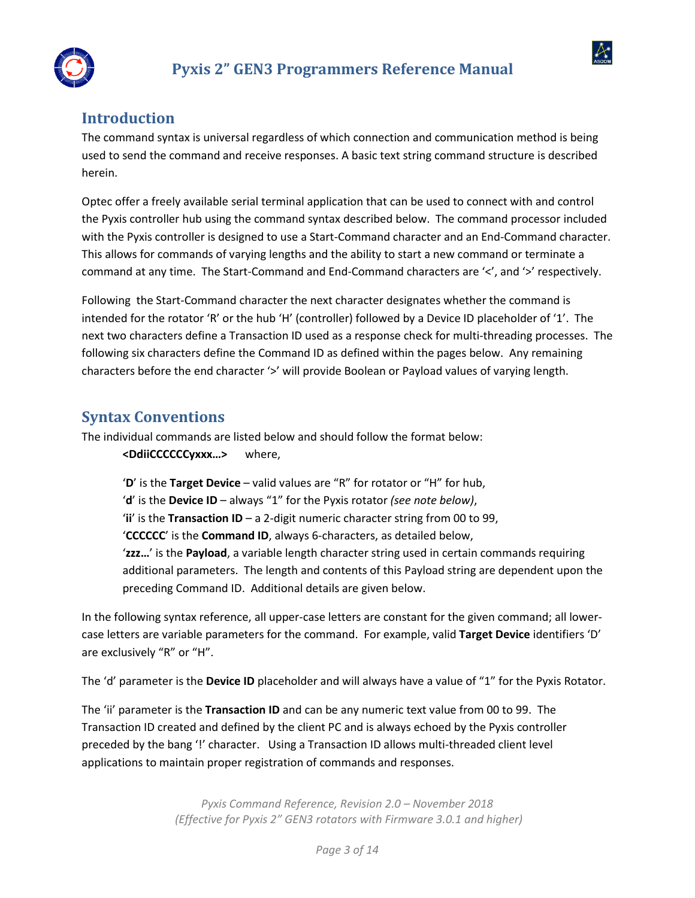## Introduction

The command syntax is universal regardless of which connection and communication method is being used to send the command and receive responses. A basic text string command structure is described herein.

Optec offer a freely available serial terminal application that can be used to connect with and control the Pyxis controller hub using the command syntax described below. The command processor included with the Pyxis controller is designed to use a Start-Command character and an End-Command character. This allows for commands of varying lengths and the ability to start a new command or terminate a command at any time. The Start-Command and End-Command characters are '<', and '>' respectively.

Following the Start-Command character the next character designates whether the command is intended for the rotator 'R' or the hub 'H' (controller) followed by a Device ID placeholder of '1'. The next two characters define a Transaction ID used as a response check for multi-threading processes. The following six characters define the Command ID as defined within the pages below. Any remaining characters before the end character '>' will provide Boolean or Payload values of varying length.

## Syntax Conventions

The individual commands are listed below and should follow the format below:

> **<DdiiCCCCCCyxxx…>** where,
>
> '**D**' is the **Target Device** – valid values are "R" for rotator or "H" for hub,
> '**d**' is the **Device ID** – always "1" for the Pyxis rotator *(see note below)*,
> '**ii**' is the **Transaction ID** – a 2-digit numeric character string from 00 to 99,
> '**CCCCCC**' is the **Command ID**, always 6-characters, as detailed below,
> '**zzz…**' is the **Payload**, a variable length character string used in certain commands requiring additional parameters. The length and contents of this Payload string are dependent upon the preceding Command ID. Additional details are given below.

In the following syntax reference, all upper-case letters are constant for the given command; all lower-case letters are variable parameters for the command. For example, valid **Target Device** identifiers 'D' are exclusively "R" or "H".

The 'd' parameter is the **Device ID** placeholder and will always have a value of "1" for the Pyxis Rotator.

The 'ii' parameter is the **Transaction ID** and can be any numeric text value from 00 to 99. The Transaction ID created and defined by the client PC and is always echoed by the Pyxis controller preceded by the bang '!' character. Using a Transaction ID allows multi-threaded client level applications to maintain proper registration of commands and responses.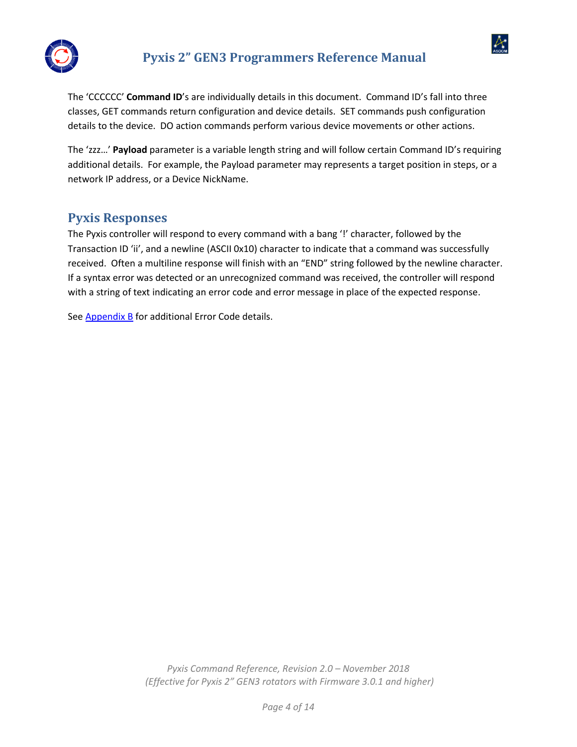The 'CCCCCC' **Command ID**'s are individually details in this document. Command ID's fall into three classes, GET commands return configuration and device details. SET commands push configuration details to the device. DO action commands perform various device movements or other actions.

The 'zzz…' **Payload** parameter is a variable length string and will follow certain Command ID's requiring additional details. For example, the Payload parameter may represents a target position in steps, or a network IP address, or a Device NickName.

## Pyxis Responses

The Pyxis controller will respond to every command with a bang '!' character, followed by the Transaction ID 'ii', and a newline (ASCII 0x10) character to indicate that a command was successfully received. Often a multiline response will finish with an "END" string followed by the newline character. If a syntax error was detected or an unrecognized command was received, the controller will respond with a string of text indicating an error code and error message in place of the expected response.

See Appendix B for additional Error Code details.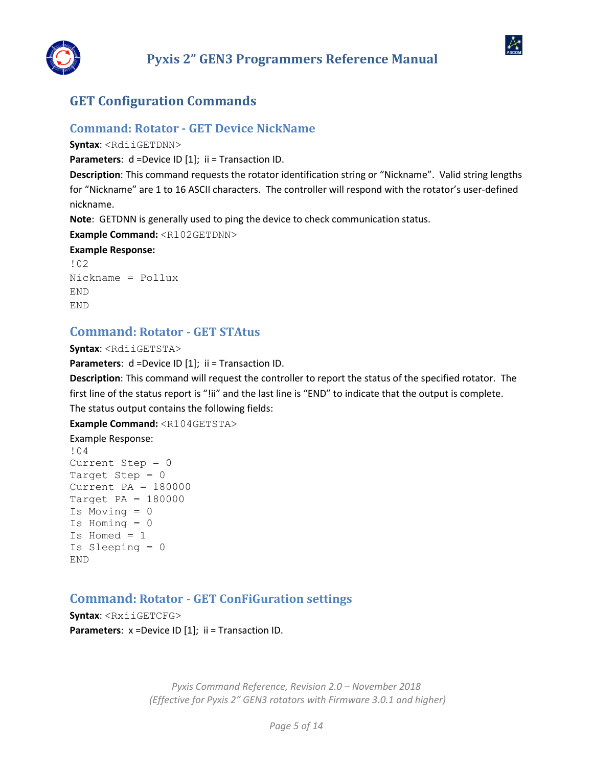## GET Configuration Commands

### Command: Rotator - GET Device NickName

**Syntax**: `<RdiiGETDNN>`

**Parameters**: d =Device ID [1]; ii = Transaction ID.

**Description**: This command requests the rotator identification string or “Nickname”. Valid string lengths for “Nickname” are 1 to 16 ASCII characters. The controller will respond with the rotator’s user-defined nickname.

**Note**: GETDNN is generally used to ping the device to check communication status.

**Example Command:** `<R102GETDNN>`

**Example Response:**

```
!02
Nickname = Pollux
END
END
```

### Command: Rotator - GET STAtus

**Syntax**: `<RdiiGETSTA>`

**Parameters**: d =Device ID [1]; ii = Transaction ID.

**Description**: This command will request the controller to report the status of the specified rotator. The first line of the status report is “!ii” and the last line is “END” to indicate that the output is complete. The status output contains the following fields:

**Example Command:** `<R104GETSTA>`

Example Response:

```
!04
Current Step = 0
Target Step = 0
Current PA = 180000
Target PA = 180000
Is Moving = 0
Is Homing = 0
Is Homed = 1
Is Sleeping = 0
END
```

### Command: Rotator - GET ConFiGuration settings

**Syntax**: `<RxiiGETCFG>`

**Parameters**: x =Device ID [1]; ii = Transaction ID.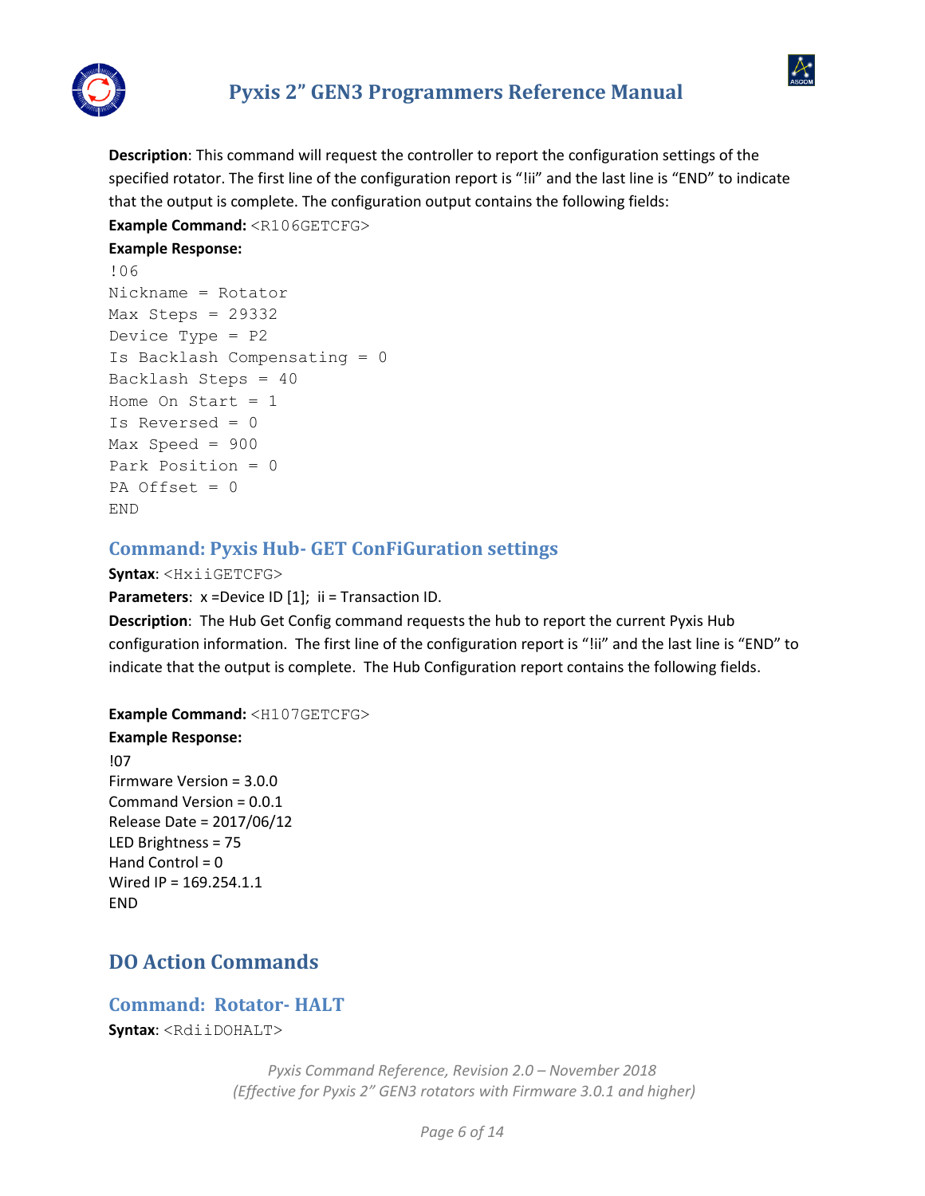**Description**: This command will request the controller to report the configuration settings of the specified rotator. The first line of the configuration report is "!ii" and the last line is "END" to indicate that the output is complete. The configuration output contains the following fields:

**Example Command:** `<R106GETCFG>`

**Example Response:**

```
!06
Nickname = Rotator
Max Steps = 29332
Device Type = P2
Is Backlash Compensating = 0
Backlash Steps = 40
Home On Start = 1
Is Reversed = 0
Max Speed = 900
Park Position = 0
PA Offset = 0
END
```

### Command: Pyxis Hub- GET ConFiGuration settings

**Syntax**: `<HxiiGETCFG>`

**Parameters**: x =Device ID [1]; ii = Transaction ID.

**Description**: The Hub Get Config command requests the hub to report the current Pyxis Hub configuration information. The first line of the configuration report is "!ii" and the last line is "END" to indicate that the output is complete. The Hub Configuration report contains the following fields.

**Example Command:** `<H107GETCFG>`

**Example Response:**

```
!07
Firmware Version = 3.0.0
Command Version = 0.0.1
Release Date = 2017/06/12
LED Brightness = 75
Hand Control = 0
Wired IP = 169.254.1.1
END
```

## DO Action Commands

### Command: Rotator- HALT

**Syntax**: `<RdiiDOHALT>`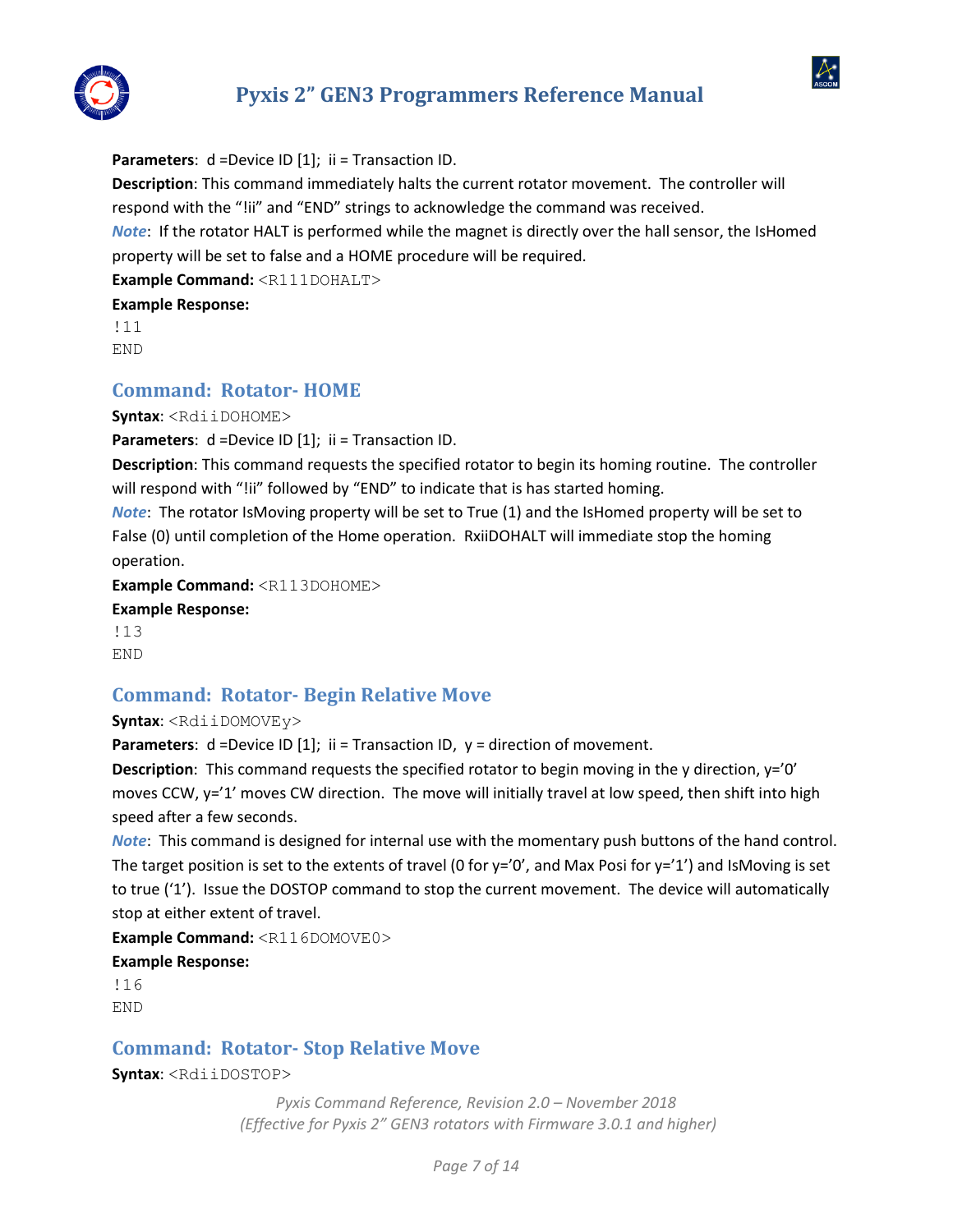**Parameters**: d =Device ID [1]; ii = Transaction ID.

**Description**: This command immediately halts the current rotator movement. The controller will respond with the "!ii" and "END" strings to acknowledge the command was received.

***Note***: If the rotator HALT is performed while the magnet is directly over the hall sensor, the IsHomed property will be set to false and a HOME procedure will be required.

**Example Command:** `<R111DOHALT>`

**Example Response:**

```
!11
END
```

## Command: Rotator- HOME

**Syntax**: `<RdiiDOHOME>`

**Parameters**: d =Device ID [1]; ii = Transaction ID.

**Description**: This command requests the specified rotator to begin its homing routine. The controller will respond with "!ii" followed by "END" to indicate that is has started homing.

***Note***: The rotator IsMoving property will be set to True (1) and the IsHomed property will be set to False (0) until completion of the Home operation. RxiiDOHALT will immediate stop the homing operation.

**Example Command:** `<R113DOHOME>`

**Example Response:**

```
!13
END
```

## Command: Rotator- Begin Relative Move

**Syntax**: `<RdiiDOMOVEy>`

**Parameters**: d =Device ID [1]; ii = Transaction ID, y = direction of movement.

**Description**: This command requests the specified rotator to begin moving in the y direction, y='0' moves CCW, y='1' moves CW direction. The move will initially travel at low speed, then shift into high speed after a few seconds.

***Note***: This command is designed for internal use with the momentary push buttons of the hand control. The target position is set to the extents of travel (0 for y='0', and Max Posi for y='1') and IsMoving is set to true ('1'). Issue the DOSTOP command to stop the current movement. The device will automatically stop at either extent of travel.

**Example Command:** `<R116DOMOVE0>`

**Example Response:**

```
!16
END
```

## Command: Rotator- Stop Relative Move

**Syntax**: `<RdiiDOSTOP>`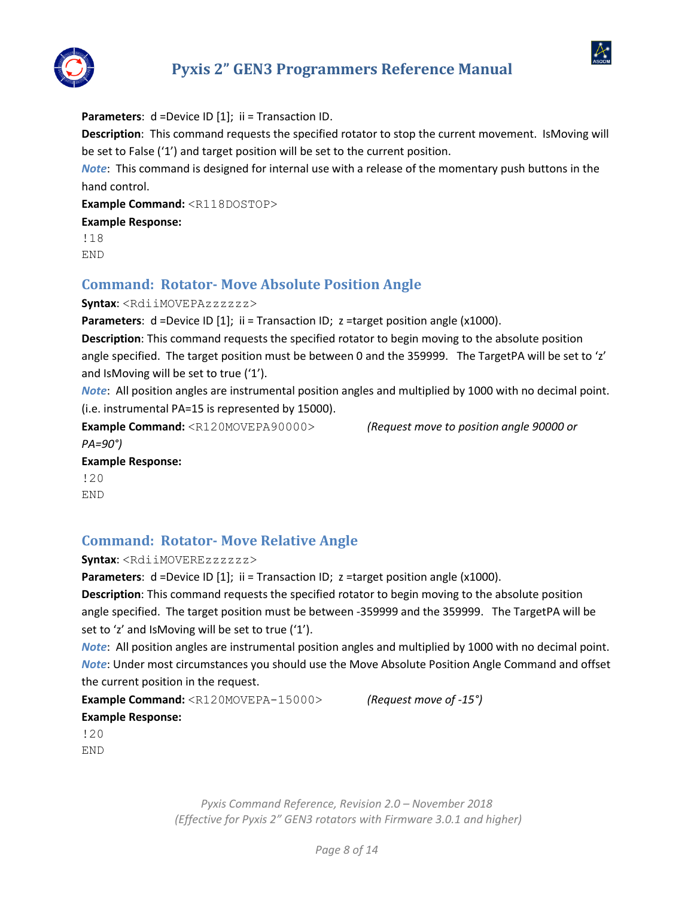**Parameters**: d =Device ID [1]; ii = Transaction ID.

**Description**: This command requests the specified rotator to stop the current movement. IsMoving will be set to False ('1') and target position will be set to the current position.

***Note***: This command is designed for internal use with a release of the momentary push buttons in the hand control.

**Example Command:** `<R118DOSTOP>`

**Example Response:**

```
!18
END
```

## Command: Rotator- Move Absolute Position Angle

**Syntax**: `<RdiiMOVEPAzzzzzz>`

**Parameters**: d =Device ID [1]; ii = Transaction ID; z =target position angle (x1000).

**Description**: This command requests the specified rotator to begin moving to the absolute position angle specified. The target position must be between 0 and the 359999. The TargetPA will be set to 'z' and IsMoving will be set to true ('1').

***Note***: All position angles are instrumental position angles and multiplied by 1000 with no decimal point. (i.e. instrumental PA=15 is represented by 15000).

**Example Command:** `<R120MOVEPA90000>` *(Request move to position angle 90000 or PA=90°)*

**Example Response:**

```
!20
END
```

## Command: Rotator- Move Relative Angle

**Syntax**: `<RdiiMOVEREzzzzzz>`

**Parameters**: d =Device ID [1]; ii = Transaction ID; z =target position angle (x1000).

**Description**: This command requests the specified rotator to begin moving to the absolute position angle specified. The target position must be between -359999 and the 359999. The TargetPA will be set to 'z' and IsMoving will be set to true ('1').

***Note***: All position angles are instrumental position angles and multiplied by 1000 with no decimal point.

***Note***: Under most circumstances you should use the Move Absolute Position Angle Command and offset the current position in the request.

**Example Command:** `<R120MOVEPA-15000>` *(Request move of -15°)*

**Example Response:**

```
!20
END
```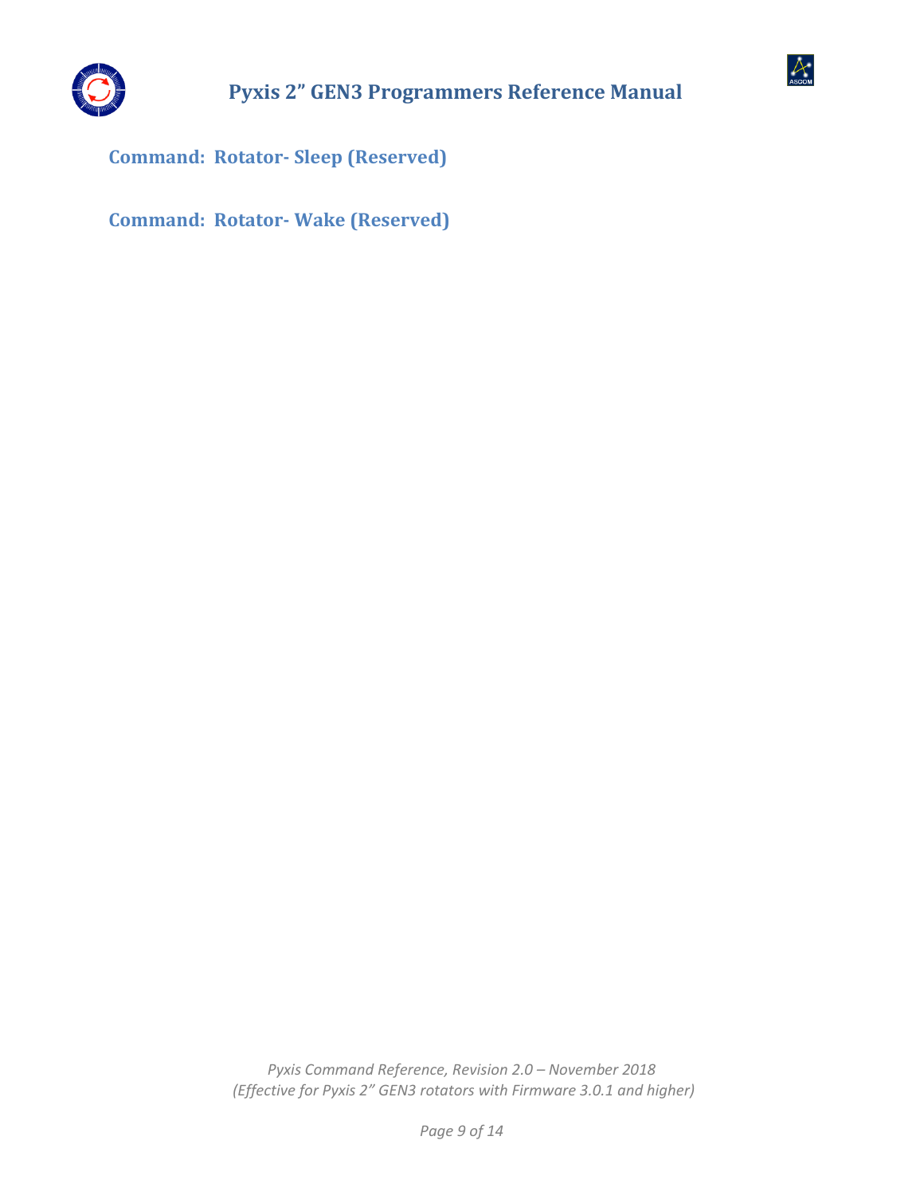## Command: Rotator- Sleep (Reserved)

## Command: Rotator- Wake (Reserved)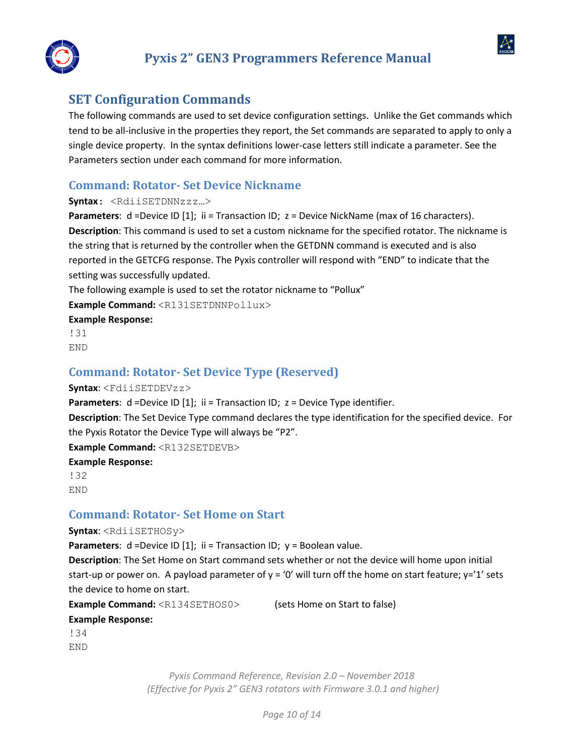## SET Configuration Commands

The following commands are used to set device configuration settings. Unlike the Get commands which tend to be all-inclusive in the properties they report, the Set commands are separated to apply to only a single device property. In the syntax definitions lower-case letters still indicate a parameter. See the Parameters section under each command for more information.

### Command: Rotator- Set Device Nickname

**Syntax**: `<RdiiSETDNNzzz…>`

**Parameters**: d =Device ID [1]; ii = Transaction ID; z = Device NickName (max of 16 characters).

**Description**: This command is used to set a custom nickname for the specified rotator. The nickname is the string that is returned by the controller when the GETDNN command is executed and is also reported in the GETCFG response. The Pyxis controller will respond with “END” to indicate that the setting was successfully updated.

The following example is used to set the rotator nickname to “Pollux”

**Example Command:** `<R131SETDNNPollux>`

**Example Response:**

```
!31
END
```

### Command: Rotator- Set Device Type (Reserved)

**Syntax**: `<FdiiSETDEVzz>`

**Parameters**: d =Device ID [1]; ii = Transaction ID; z = Device Type identifier.

**Description**: The Set Device Type command declares the type identification for the specified device. For the Pyxis Rotator the Device Type will always be “P2”.

**Example Command:** `<R132SETDEVB>`

**Example Response:**

```
!32
END
```

### Command: Rotator- Set Home on Start

**Syntax**: `<RdiiSETHOSy>`

**Parameters**: d =Device ID [1]; ii = Transaction ID; y = Boolean value.

**Description**: The Set Home on Start command sets whether or not the device will home upon initial start-up or power on. A payload parameter of y = ‘0’ will turn off the home on start feature; y=’1’ sets the device to home on start.

**Example Command:** `<R134SETHOS0>` (sets Home on Start to false)

**Example Response:**

```
!34
END
```

*Pyxis Command Reference, Revision 2.0 – November 2018*
*(Effective for Pyxis 2” GEN3 rotators with Firmware 3.0.1 and higher)*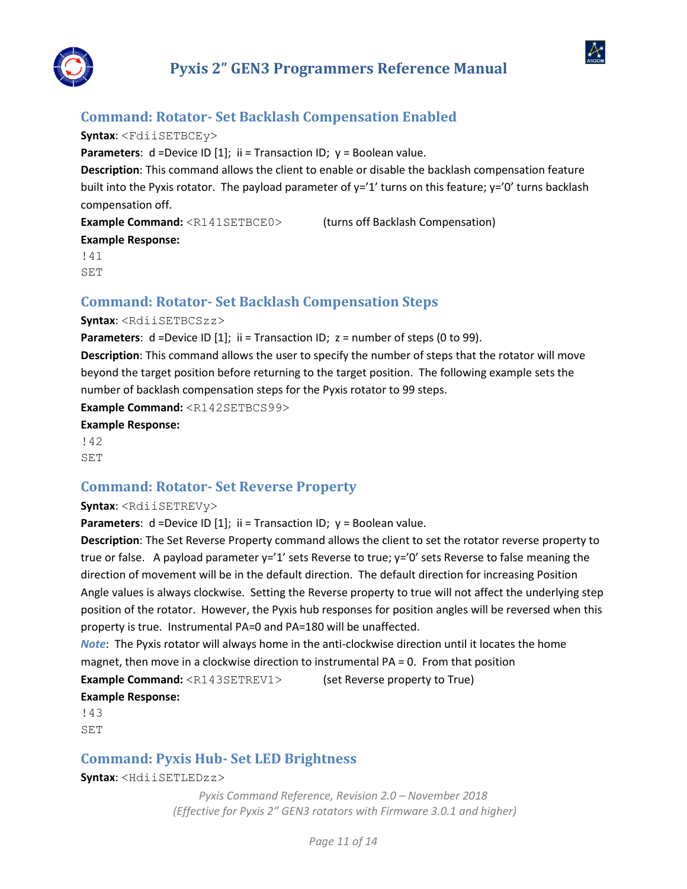## Command: Rotator- Set Backlash Compensation Enabled

**Syntax**: `<FdiiSETBCEy>`

**Parameters**: d =Device ID [1]; ii = Transaction ID; y = Boolean value.

**Description**: This command allows the client to enable or disable the backlash compensation feature built into the Pyxis rotator. The payload parameter of y='1' turns on this feature; y='0' turns backlash compensation off.

**Example Command:** `<R141SETBCE0>` (turns off Backlash Compensation)

**Example Response:**

```
!41
SET
```

## Command: Rotator- Set Backlash Compensation Steps

**Syntax**: `<RdiiSETBCSzz>`

**Parameters**: d =Device ID [1]; ii = Transaction ID; z = number of steps (0 to 99).

**Description**: This command allows the user to specify the number of steps that the rotator will move beyond the target position before returning to the target position. The following example sets the number of backlash compensation steps for the Pyxis rotator to 99 steps.

**Example Command:** `<R142SETBCS99>`

**Example Response:**

```
!42
SET
```

## Command: Rotator- Set Reverse Property

**Syntax**: `<RdiiSETREVy>`

**Parameters**: d =Device ID [1]; ii = Transaction ID; y = Boolean value.

**Description**: The Set Reverse Property command allows the client to set the rotator reverse property to true or false. A payload parameter y='1' sets Reverse to true; y='0' sets Reverse to false meaning the direction of movement will be in the default direction. The default direction for increasing Position Angle values is always clockwise. Setting the Reverse property to true will not affect the underlying step position of the rotator. However, the Pyxis hub responses for position angles will be reversed when this property is true. Instrumental PA=0 and PA=180 will be unaffected.

***Note***: The Pyxis rotator will always home in the anti-clockwise direction until it locates the home magnet, then move in a clockwise direction to instrumental PA = 0. From that position

**Example Command:** `<R143SETREV1>` (set Reverse property to True)

**Example Response:**

```
!43
SET
```

## Command: Pyxis Hub- Set LED Brightness

**Syntax**: `<HdiiSETLEDzz>`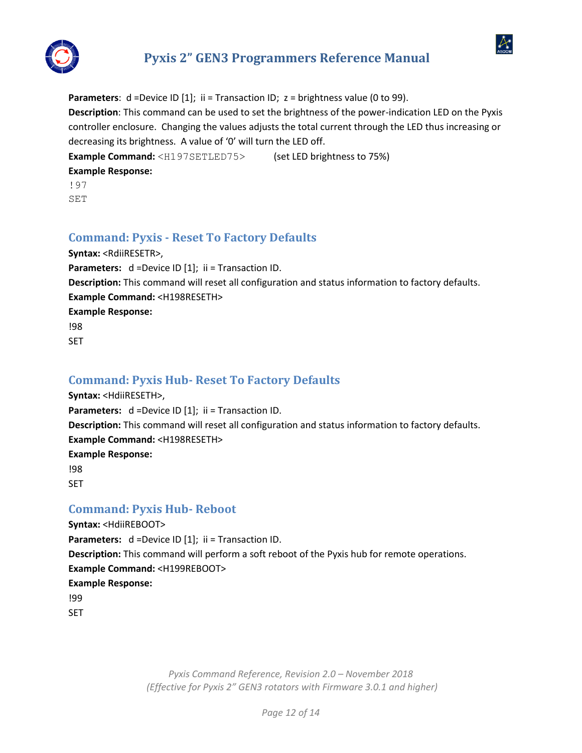**Parameters**: d =Device ID [1]; ii = Transaction ID; z = brightness value (0 to 99).

**Description**: This command can be used to set the brightness of the power-indication LED on the Pyxis controller enclosure. Changing the values adjusts the total current through the LED thus increasing or decreasing its brightness. A value of '0' will turn the LED off.

**Example Command:** `<H197SETLED75>` (set LED brightness to 75%)

**Example Response:**

```
!97
SET
```

## Command: Pyxis - Reset To Factory Defaults

**Syntax:** <RdiiRESETR>,

**Parameters:** d =Device ID [1]; ii = Transaction ID.

**Description:** This command will reset all configuration and status information to factory defaults.

**Example Command:** <H198RESETH>

**Example Response:**

!98

SET

## Command: Pyxis Hub- Reset To Factory Defaults

**Syntax:** <HdiiRESETH>,

**Parameters:** d =Device ID [1]; ii = Transaction ID.

**Description:** This command will reset all configuration and status information to factory defaults.

**Example Command:** <H198RESETH>

**Example Response:**

!98

SET

## Command: Pyxis Hub- Reboot

**Syntax:** <HdiiREBOOT>

**Parameters:** d =Device ID [1]; ii = Transaction ID.

**Description:** This command will perform a soft reboot of the Pyxis hub for remote operations.

**Example Command:** <H199REBOOT>

**Example Response:**

!99

SET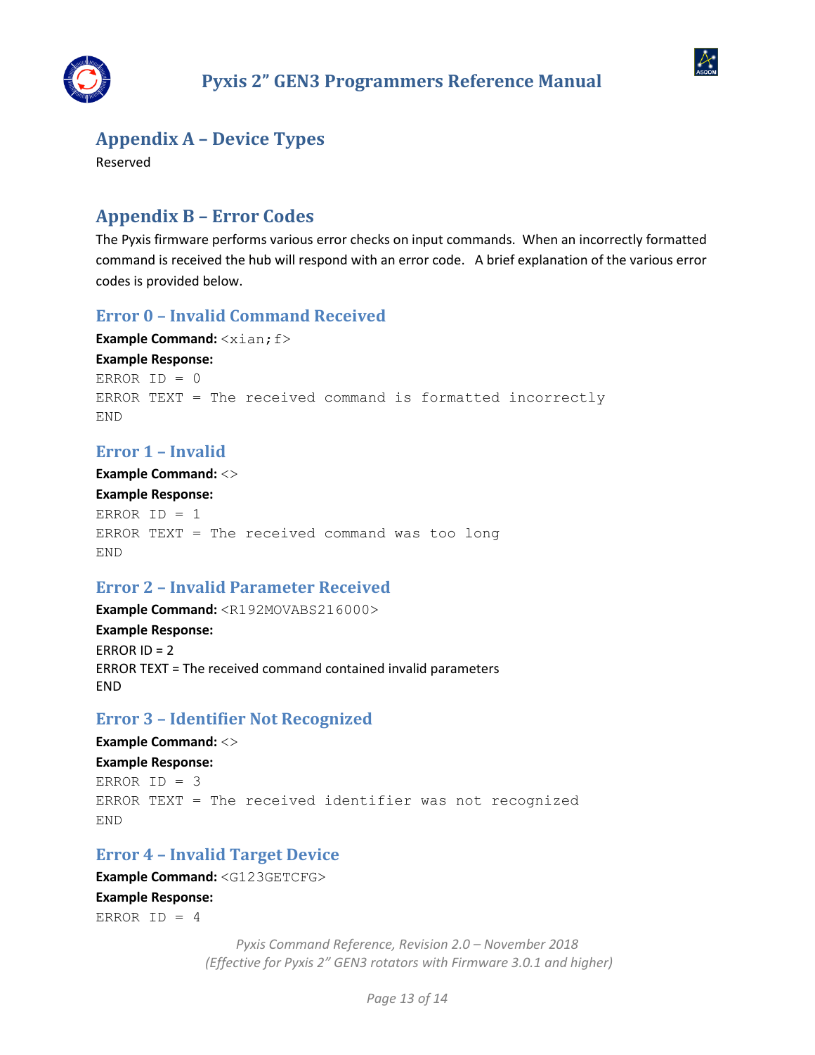## Appendix A – Device Types

Reserved

## Appendix B – Error Codes

The Pyxis firmware performs various error checks on input commands. When an incorrectly formatted command is received the hub will respond with an error code. A brief explanation of the various error codes is provided below.

### Error 0 – Invalid Command Received

**Example Command:** `<xian;f>`

**Example Response:**

```
ERROR ID = 0
ERROR TEXT = The received command is formatted incorrectly
END
```

### Error 1 – Invalid

**Example Command:** `<>`

**Example Response:**

```
ERROR ID = 1
ERROR TEXT = The received command was too long
END
```

### Error 2 – Invalid Parameter Received

**Example Command:** `<R192MOVABS216000>`

**Example Response:**

ERROR ID = 2
ERROR TEXT = The received command contained invalid parameters
END

### Error 3 – Identifier Not Recognized

**Example Command:** `<>`

**Example Response:**

```
ERROR ID = 3
ERROR TEXT = The received identifier was not recognized
END
```

### Error 4 – Invalid Target Device

**Example Command:** `<G123GETCFG>`

**Example Response:**

```
ERROR ID = 4
```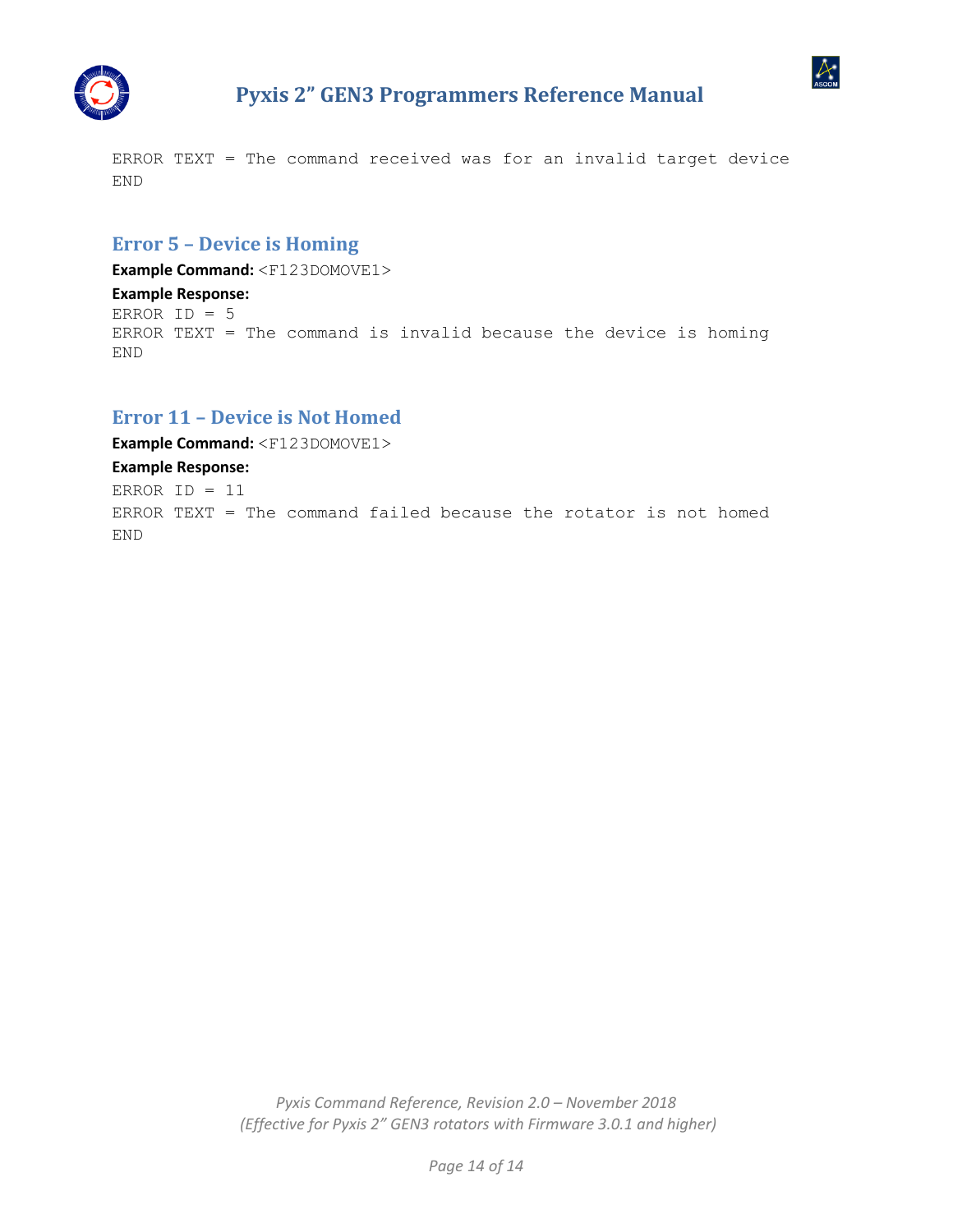```
ERROR TEXT = The command received was for an invalid target device
END
```

## Error 5 – Device is Homing

**Example Command:** `<F123DOMOVE1>`

**Example Response:**

```
ERROR ID = 5
ERROR TEXT = The command is invalid because the device is homing
END
```

## Error 11 – Device is Not Homed

**Example Command:** `<F123DOMOVE1>`

**Example Response:**

```
ERROR ID = 11
ERROR TEXT = The command failed because the rotator is not homed
END
```